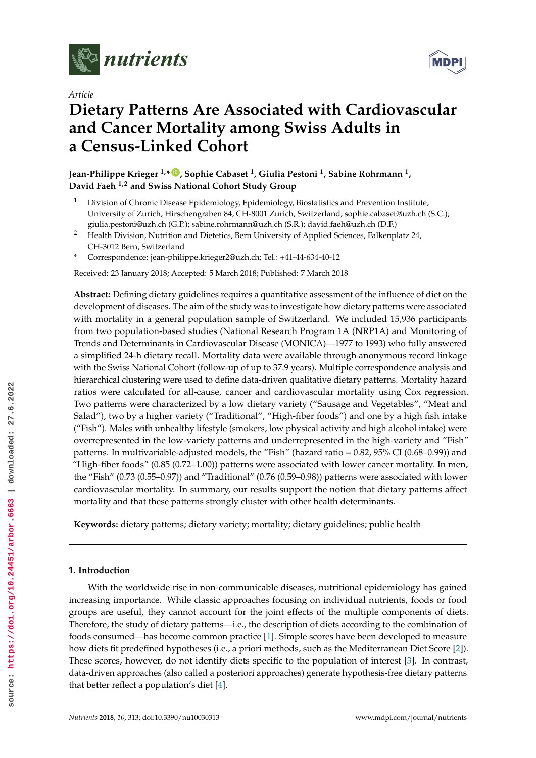*Article*

# Dietary Patterns Are Associated with Cardiovascular and Cancer Mortality among Swiss Adults in a Census-Linked Cohort

**Jean-Philippe Krieger [1,*], Sophie Cabaset [1], Giulia Pestoni [1], Sabine Rohrmann [1], David Faeh [1,2] and Swiss National Cohort Study Group**

[1] Division of Chronic Disease Epidemiology, Epidemiology, Biostatistics and Prevention Institute, University of Zurich, Hirschengraben 84, CH-8001 Zurich, Switzerland; sophie.cabaset@uzh.ch (S.C.); giulia.pestoni@uzh.ch (G.P.); sabine.rohrmann@uzh.ch (S.R.); david.faeh@uzh.ch (D.F.)

[2] Health Division, Nutrition and Dietetics, Bern University of Applied Sciences, Falkenplatz 24, CH-3012 Bern, Switzerland

[*] Correspondence: jean-philippe.krieger2@uzh.ch; Tel.: +41-44-634-40-12

Received: 23 January 2018; Accepted: 5 March 2018; Published: 7 March 2018

**Abstract:** Defining dietary guidelines requires a quantitative assessment of the influence of diet on the development of diseases. The aim of the study was to investigate how dietary patterns were associated with mortality in a general population sample of Switzerland. We included 15,936 participants from two population-based studies (National Research Program 1A (NRP1A) and Monitoring of Trends and Determinants in Cardiovascular Disease (MONICA)—1977 to 1993) who fully answered a simplified 24-h dietary recall. Mortality data were available through anonymous record linkage with the Swiss National Cohort (follow-up of up to 37.9 years). Multiple correspondence analysis and hierarchical clustering were used to define data-driven qualitative dietary patterns. Mortality hazard ratios were calculated for all-cause, cancer and cardiovascular mortality using Cox regression. Two patterns were characterized by a low dietary variety ("Sausage and Vegetables", "Meat and Salad"), two by a higher variety ("Traditional", "High-fiber foods") and one by a high fish intake ("Fish"). Males with unhealthy lifestyle (smokers, low physical activity and high alcohol intake) were overrepresented in the low-variety patterns and underrepresented in the high-variety and "Fish" patterns. In multivariable-adjusted models, the "Fish" (hazard ratio = 0.82, 95% CI (0.68–0.99)) and "High-fiber foods" (0.85 (0.72–1.00)) patterns were associated with lower cancer mortality. In men, the "Fish" (0.73 (0.55–0.97)) and "Traditional" (0.76 (0.59–0.98)) patterns were associated with lower cardiovascular mortality. In summary, our results support the notion that dietary patterns affect mortality and that these patterns strongly cluster with other health determinants.

**Keywords:** dietary patterns; dietary variety; mortality; dietary guidelines; public health

## 1. Introduction

With the worldwide rise in non-communicable diseases, nutritional epidemiology has gained increasing importance. While classic approaches focusing on individual nutrients, foods or food groups are useful, they cannot account for the joint effects of the multiple components of diets. Therefore, the study of dietary patterns—i.e., the description of diets according to the combination of foods consumed—has become common practice [1]. Simple scores have been developed to measure how diets fit predefined hypotheses (i.e., a priori methods, such as the Mediterranean Diet Score [2]). These scores, however, do not identify diets specific to the population of interest [3]. In contrast, data-driven approaches (also called a posteriori approaches) generate hypothesis-free dietary patterns that better reflect a population's diet [4].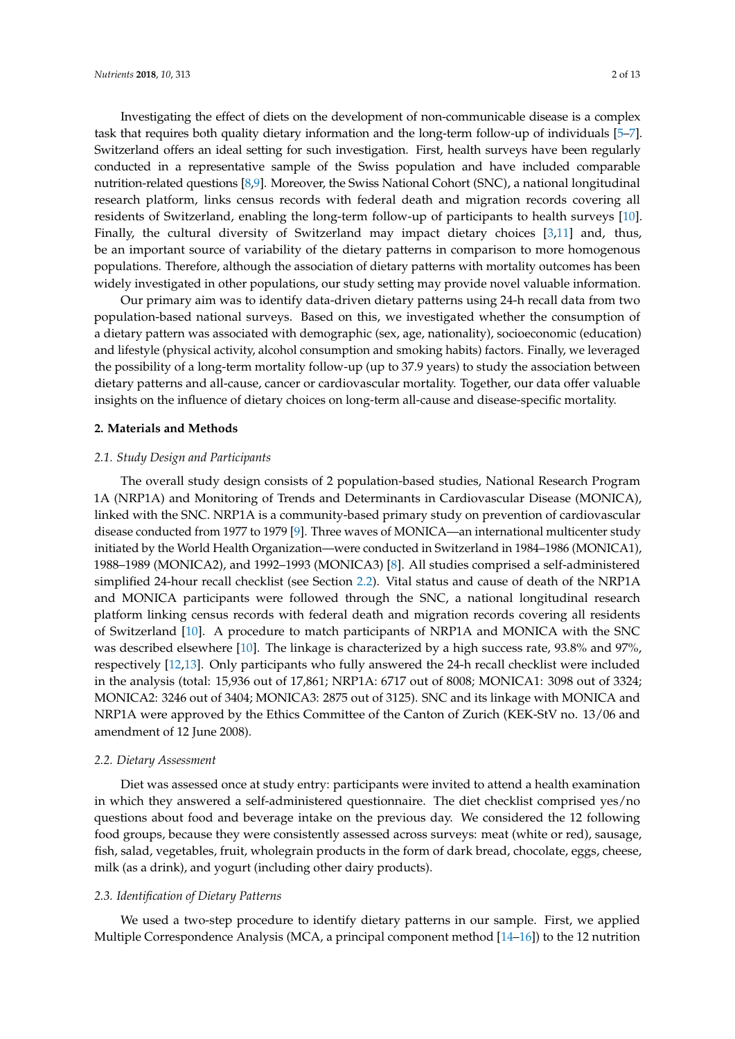Investigating the effect of diets on the development of non-communicable disease is a complex task that requires both quality dietary information and the long-term follow-up of individuals [5–7]. Switzerland offers an ideal setting for such investigation. First, health surveys have been regularly conducted in a representative sample of the Swiss population and have included comparable nutrition-related questions [8,9]. Moreover, the Swiss National Cohort (SNC), a national longitudinal research platform, links census records with federal death and migration records covering all residents of Switzerland, enabling the long-term follow-up of participants to health surveys [10]. Finally, the cultural diversity of Switzerland may impact dietary choices [3,11] and, thus, be an important source of variability of the dietary patterns in comparison to more homogenous populations. Therefore, although the association of dietary patterns with mortality outcomes has been widely investigated in other populations, our study setting may provide novel valuable information.

Our primary aim was to identify data-driven dietary patterns using 24-h recall data from two population-based national surveys. Based on this, we investigated whether the consumption of a dietary pattern was associated with demographic (sex, age, nationality), socioeconomic (education) and lifestyle (physical activity, alcohol consumption and smoking habits) factors. Finally, we leveraged the possibility of a long-term mortality follow-up (up to 37.9 years) to study the association between dietary patterns and all-cause, cancer or cardiovascular mortality. Together, our data offer valuable insights on the influence of dietary choices on long-term all-cause and disease-specific mortality.

## 2. Materials and Methods

### *2.1. Study Design and Participants*

The overall study design consists of 2 population-based studies, National Research Program 1A (NRP1A) and Monitoring of Trends and Determinants in Cardiovascular Disease (MONICA), linked with the SNC. NRP1A is a community-based primary study on prevention of cardiovascular disease conducted from 1977 to 1979 [9]. Three waves of MONICA—an international multicenter study initiated by the World Health Organization—were conducted in Switzerland in 1984–1986 (MONICA1), 1988–1989 (MONICA2), and 1992–1993 (MONICA3) [8]. All studies comprised a self-administered simplified 24-hour recall checklist (see Section 2.2). Vital status and cause of death of the NRP1A and MONICA participants were followed through the SNC, a national longitudinal research platform linking census records with federal death and migration records covering all residents of Switzerland [10]. A procedure to match participants of NRP1A and MONICA with the SNC was described elsewhere [10]. The linkage is characterized by a high success rate, 93.8% and 97%, respectively [12,13]. Only participants who fully answered the 24-h recall checklist were included in the analysis (total: 15,936 out of 17,861; NRP1A: 6717 out of 8008; MONICA1: 3098 out of 3324; MONICA2: 3246 out of 3404; MONICA3: 2875 out of 3125). SNC and its linkage with MONICA and NRP1A were approved by the Ethics Committee of the Canton of Zurich (KEK-StV no. 13/06 and amendment of 12 June 2008).

### *2.2. Dietary Assessment*

Diet was assessed once at study entry: participants were invited to attend a health examination in which they answered a self-administered questionnaire. The diet checklist comprised yes/no questions about food and beverage intake on the previous day. We considered the 12 following food groups, because they were consistently assessed across surveys: meat (white or red), sausage, fish, salad, vegetables, fruit, wholegrain products in the form of dark bread, chocolate, eggs, cheese, milk (as a drink), and yogurt (including other dairy products).

### *2.3. Identification of Dietary Patterns*

We used a two-step procedure to identify dietary patterns in our sample. First, we applied Multiple Correspondence Analysis (MCA, a principal component method [14–16]) to the 12 nutrition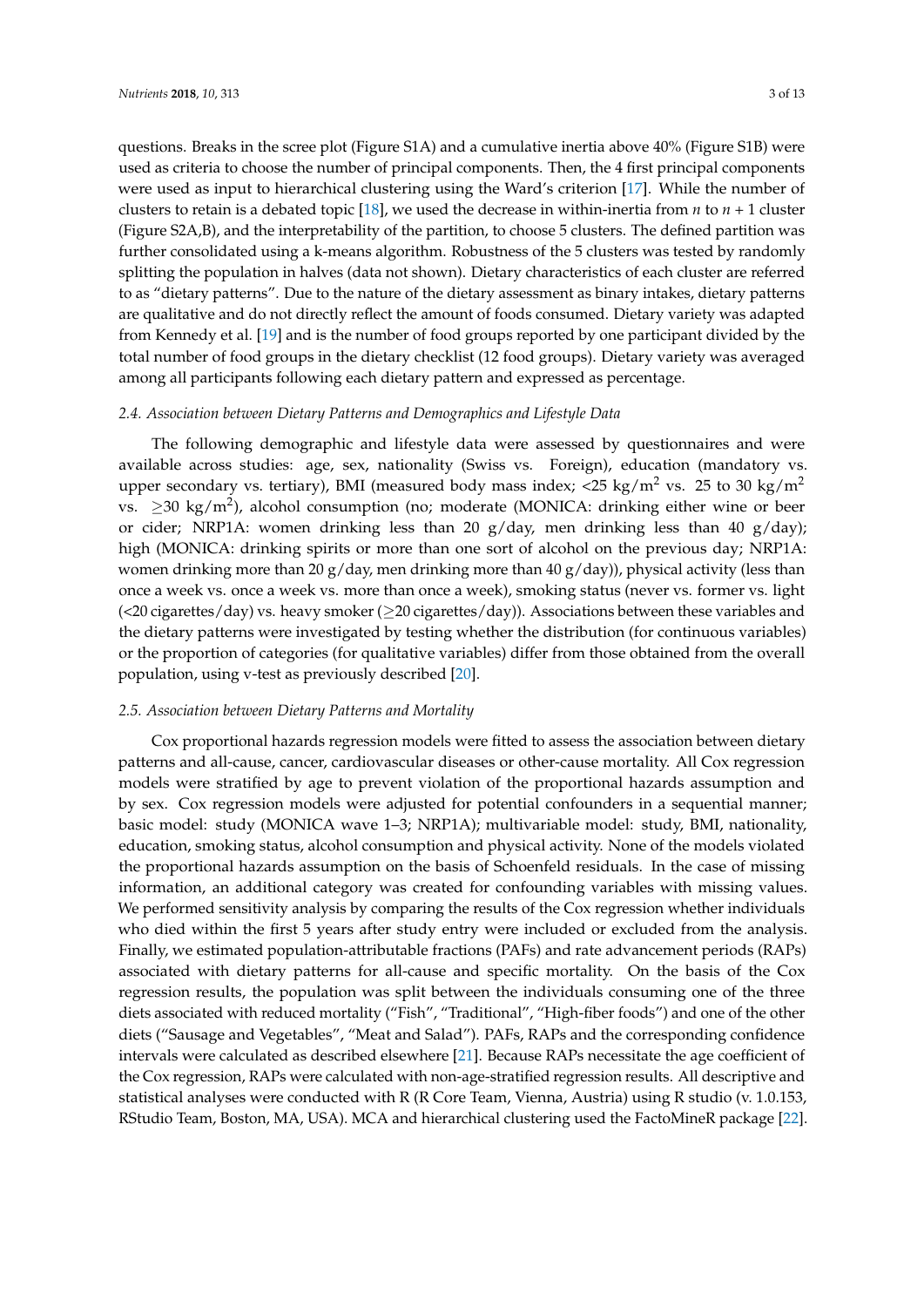questions. Breaks in the scree plot (Figure S1A) and a cumulative inertia above 40% (Figure S1B) were used as criteria to choose the number of principal components. Then, the 4 first principal components were used as input to hierarchical clustering using the Ward's criterion [17]. While the number of clusters to retain is a debated topic [18], we used the decrease in within-inertia from $n$ to $n + 1$ cluster (Figure S2A,B), and the interpretability of the partition, to choose 5 clusters. The defined partition was further consolidated using a k-means algorithm. Robustness of the 5 clusters was tested by randomly splitting the population in halves (data not shown). Dietary characteristics of each cluster are referred to as "dietary patterns". Due to the nature of the dietary assessment as binary intakes, dietary patterns are qualitative and do not directly reflect the amount of foods consumed. Dietary variety was adapted from Kennedy et al. [19] and is the number of food groups reported by one participant divided by the total number of food groups in the dietary checklist (12 food groups). Dietary variety was averaged among all participants following each dietary pattern and expressed as percentage.

### *2.4. Association between Dietary Patterns and Demographics and Lifestyle Data*

The following demographic and lifestyle data were assessed by questionnaires and were available across studies: age, sex, nationality (Swiss vs. Foreign), education (mandatory vs. upper secondary vs. tertiary), BMI (measured body mass index; <25 kg/m$^2$ vs. 25 to 30 kg/m$^2$ vs. $\geq$30 kg/m$^2$), alcohol consumption (no; moderate (MONICA: drinking either wine or beer or cider; NRP1A: women drinking less than 20 g/day, men drinking less than 40 g/day); high (MONICA: drinking spirits or more than one sort of alcohol on the previous day; NRP1A: women drinking more than 20 g/day, men drinking more than 40 g/day)), physical activity (less than once a week vs. once a week vs. more than once a week), smoking status (never vs. former vs. light (<20 cigarettes/day) vs. heavy smoker ($\geq$20 cigarettes/day)). Associations between these variables and the dietary patterns were investigated by testing whether the distribution (for continuous variables) or the proportion of categories (for qualitative variables) differ from those obtained from the overall population, using v-test as previously described [20].

### *2.5. Association between Dietary Patterns and Mortality*

Cox proportional hazards regression models were fitted to assess the association between dietary patterns and all-cause, cancer, cardiovascular diseases or other-cause mortality. All Cox regression models were stratified by age to prevent violation of the proportional hazards assumption and by sex. Cox regression models were adjusted for potential confounders in a sequential manner; basic model: study (MONICA wave 1–3; NRP1A); multivariable model: study, BMI, nationality, education, smoking status, alcohol consumption and physical activity. None of the models violated the proportional hazards assumption on the basis of Schoenfeld residuals. In the case of missing information, an additional category was created for confounding variables with missing values. We performed sensitivity analysis by comparing the results of the Cox regression whether individuals who died within the first 5 years after study entry were included or excluded from the analysis. Finally, we estimated population-attributable fractions (PAFs) and rate advancement periods (RAPs) associated with dietary patterns for all-cause and specific mortality. On the basis of the Cox regression results, the population was split between the individuals consuming one of the three diets associated with reduced mortality ("Fish", "Traditional", "High-fiber foods") and one of the other diets ("Sausage and Vegetables", "Meat and Salad"). PAFs, RAPs and the corresponding confidence intervals were calculated as described elsewhere [21]. Because RAPs necessitate the age coefficient of the Cox regression, RAPs were calculated with non-age-stratified regression results. All descriptive and statistical analyses were conducted with R (R Core Team, Vienna, Austria) using R studio (v. 1.0.153, RStudio Team, Boston, MA, USA). MCA and hierarchical clustering used the FactoMineR package [22].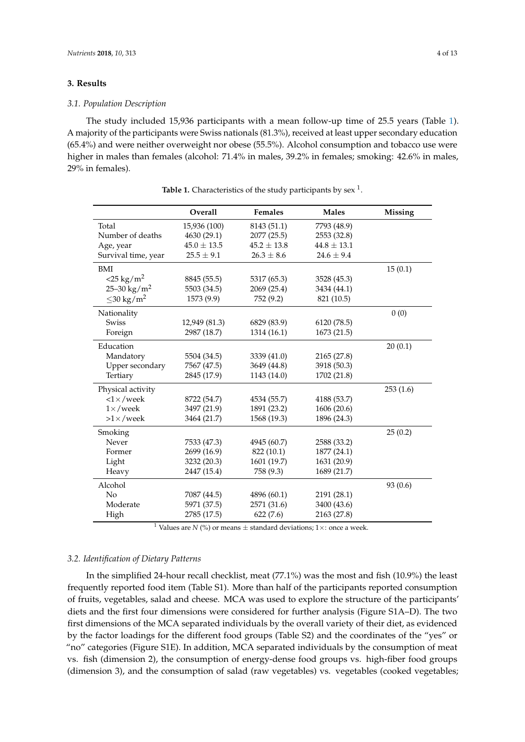## 3. Results

### 3.1. Population Description

The study included 15,936 participants with a mean follow-up time of 25.5 years (Table 1). A majority of the participants were Swiss nationals (81.3%), received at least upper secondary education (65.4%) and were neither overweight nor obese (55.5%). Alcohol consumption and tobacco use were higher in males than females (alcohol: 71.4% in males, 39.2% in females; smoking: 42.6% in males, 29% in females).

**Table 1.** Characteristics of the study participants by sex [1].

| | Overall | Females | Males | Missing |
|---|---|---|---|---|
| Total | 15,936 (100) | 8143 (51.1) | 7793 (48.9) | |
| Number of deaths | 4630 (29.1) | 2077 (25.5) | 2553 (32.8) | |
| Age, year | 45.0 ± 13.5 | 45.2 ± 13.8 | 44.8 ± 13.1 | |
| Survival time, year | 25.5 ± 9.1 | 26.3 ± 8.6 | 24.6 ± 9.4 | |
| BMI | | | | 15 (0.1) |
| <25 kg/m$^2$ | 8845 (55.5) | 5317 (65.3) | 3528 (45.3) | |
| 25–30 kg/m$^2$ | 5503 (34.5) | 2069 (25.4) | 3434 (44.1) | |
| ≤30 kg/m$^2$ | 1573 (9.9) | 752 (9.2) | 821 (10.5) | |
| Nationality | | | | 0 (0) |
| Swiss | 12,949 (81.3) | 6829 (83.9) | 6120 (78.5) | |
| Foreign | 2987 (18.7) | 1314 (16.1) | 1673 (21.5) | |
| Education | | | | 20 (0.1) |
| Mandatory | 5504 (34.5) | 3339 (41.0) | 2165 (27.8) | |
| Upper secondary | 7567 (47.5) | 3649 (44.8) | 3918 (50.3) | |
| Tertiary | 2845 (17.9) | 1143 (14.0) | 1702 (21.8) | |
| Physical activity | | | | 253 (1.6) |
| <1×/week | 8722 (54.7) | 4534 (55.7) | 4188 (53.7) | |
| 1×/week | 3497 (21.9) | 1891 (23.2) | 1606 (20.6) | |
| >1×/week | 3464 (21.7) | 1568 (19.3) | 1896 (24.3) | |
| Smoking | | | | 25 (0.2) |
| Never | 7533 (47.3) | 4945 (60.7) | 2588 (33.2) | |
| Former | 2699 (16.9) | 822 (10.1) | 1877 (24.1) | |
| Light | 3232 (20.3) | 1601 (19.7) | 1631 (20.9) | |
| Heavy | 2447 (15.4) | 758 (9.3) | 1689 (21.7) | |
| Alcohol | | | | 93 (0.6) |
| No | 7087 (44.5) | 4896 (60.1) | 2191 (28.1) | |
| Moderate | 5971 (37.5) | 2571 (31.6) | 3400 (43.6) | |
| High | 2785 (17.5) | 622 (7.6) | 2163 (27.8) | |

[1] Values are *N* (%) or means ± standard deviations; 1×: once a week.

### 3.2. Identification of Dietary Patterns

In the simplified 24-hour recall checklist, meat (77.1%) was the most and fish (10.9%) the least frequently reported food item (Table S1). More than half of the participants reported consumption of fruits, vegetables, salad and cheese. MCA was used to explore the structure of the participants' diets and the first four dimensions were considered for further analysis (Figure S1A–D). The two first dimensions of the MCA separated individuals by the overall variety of their diet, as evidenced by the factor loadings for the different food groups (Table S2) and the coordinates of the "yes" or "no" categories (Figure S1E). In addition, MCA separated individuals by the consumption of meat vs. fish (dimension 2), the consumption of energy-dense food groups vs. high-fiber food groups (dimension 3), and the consumption of salad (raw vegetables) vs. vegetables (cooked vegetables;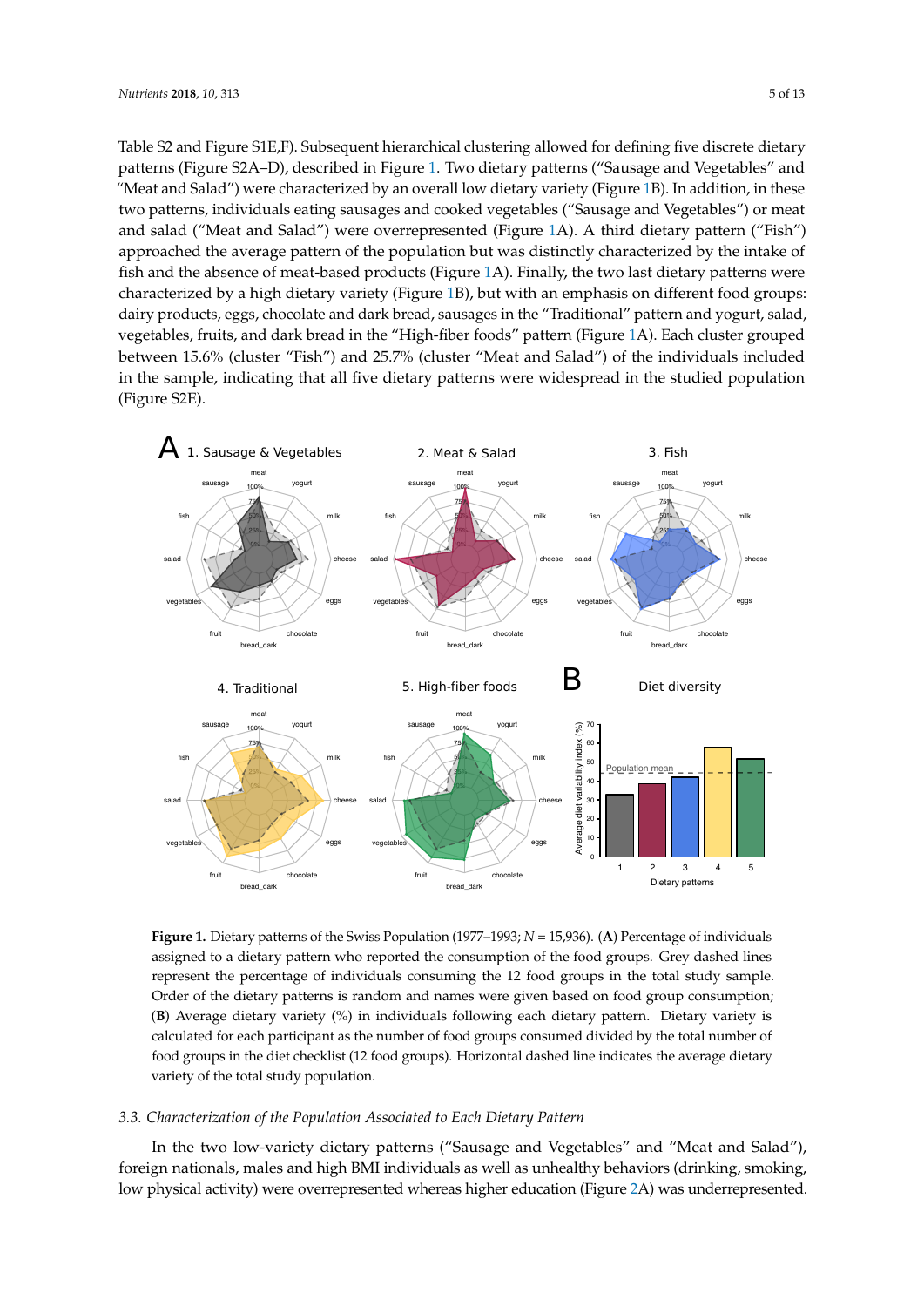Table S2 and Figure S1E,F). Subsequent hierarchical clustering allowed for defining five discrete dietary patterns (Figure S2A–D), described in Figure 1. Two dietary patterns ("Sausage and Vegetables" and "Meat and Salad") were characterized by an overall low dietary variety (Figure 1B). In addition, in these two patterns, individuals eating sausages and cooked vegetables ("Sausage and Vegetables") or meat and salad ("Meat and Salad") were overrepresented (Figure 1A). A third dietary pattern ("Fish") approached the average pattern of the population but was distinctly characterized by the intake of fish and the absence of meat-based products (Figure 1A). Finally, the two last dietary patterns were characterized by a high dietary variety (Figure 1B), but with an emphasis on different food groups: dairy products, eggs, chocolate and dark bread, sausages in the "Traditional" pattern and yogurt, salad, vegetables, fruits, and dark bread in the "High-fiber foods" pattern (Figure 1A). Each cluster grouped between 15.6% (cluster "Fish") and 25.7% (cluster "Meat and Salad") of the individuals included in the sample, indicating that all five dietary patterns were widespread in the studied population (Figure S2E).

**Figure 1.** Dietary patterns of the Swiss Population (1977–1993; $N$ = 15,936). (**A**) Percentage of individuals assigned to a dietary pattern who reported the consumption of the food groups. Grey dashed lines represent the percentage of individuals consuming the 12 food groups in the total study sample. Order of the dietary patterns is random and names were given based on food group consumption; (**B**) Average dietary variety (%) in individuals following each dietary pattern. Dietary variety is calculated for each participant as the number of food groups consumed divided by the total number of food groups in the diet checklist (12 food groups). Horizontal dashed line indicates the average dietary variety of the total study population.

### 3.3. Characterization of the Population Associated to Each Dietary Pattern

In the two low-variety dietary patterns ("Sausage and Vegetables" and "Meat and Salad"), foreign nationals, males and high BMI individuals as well as unhealthy behaviors (drinking, smoking, low physical activity) were overrepresented whereas higher education (Figure 2A) was underrepresented.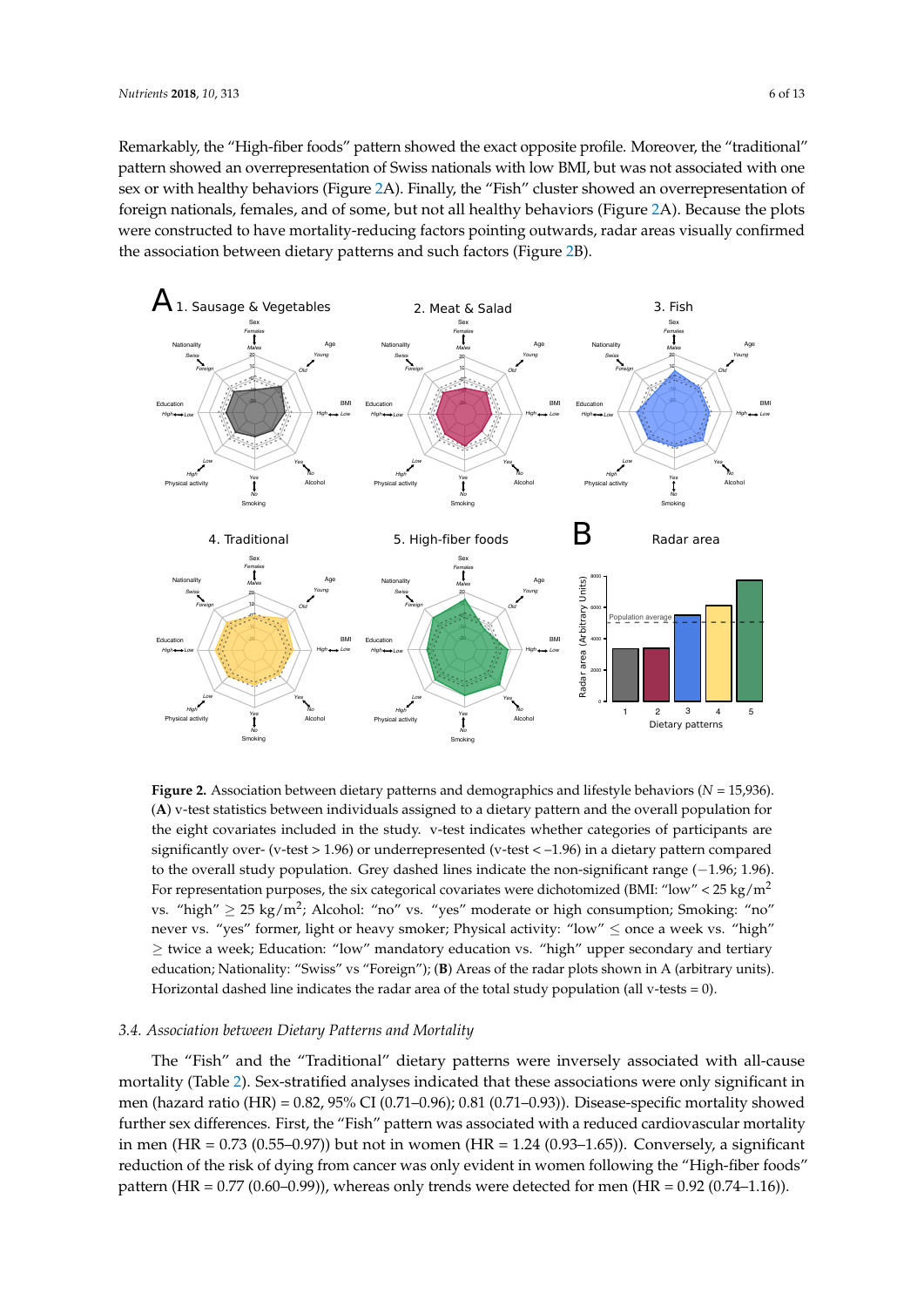Remarkably, the "High-fiber foods" pattern showed the exact opposite profile. Moreover, the "traditional" pattern showed an overrepresentation of Swiss nationals with low BMI, but was not associated with one sex or with healthy behaviors (Figure 2A). Finally, the "Fish" cluster showed an overrepresentation of foreign nationals, females, and of some, but not all healthy behaviors (Figure 2A). Because the plots were constructed to have mortality-reducing factors pointing outwards, radar areas visually confirmed the association between dietary patterns and such factors (Figure 2B).

A

1. Sausage & Vegetables

2. Meat & Salad

3. Fish

4. Traditional

5. High-fiber foods

Sex: Females / Males
Age: Young / Old
BMI: High / Low
Alcohol: Yes / No
Smoking: Yes / No
Physical activity: Low / High
Education: High / Low
Nationality: Swiss / Foreign

B

Radar area

Radar area (Arbitrary Units)

0, 2000, 4000, 6000, 8000

Population average

Dietary patterns

1, 2, 3, 4, 5

**Figure 2.** Association between dietary patterns and demographics and lifestyle behaviors ($N$ = 15,936). (**A**) v-test statistics between individuals assigned to a dietary pattern and the overall population for the eight covariates included in the study. v-test indicates whether categories of participants are significantly over- (v-test > 1.96) or underrepresented (v-test < –1.96) in a dietary pattern compared to the overall study population. Grey dashed lines indicate the non-significant range (−1.96; 1.96). For representation purposes, the six categorical covariates were dichotomized (BMI: "low" < 25 kg/m$^2$ vs. "high" ≥ 25 kg/m$^2$; Alcohol: "no" vs. "yes" moderate or high consumption; Smoking: "no" never vs. "yes" former, light or heavy smoker; Physical activity: "low" ≤ once a week vs. "high" ≥ twice a week; Education: "low" mandatory education vs. "high" upper secondary and tertiary education; Nationality: "Swiss" vs "Foreign"); (**B**) Areas of the radar plots shown in A (arbitrary units). Horizontal dashed line indicates the radar area of the total study population (all v-tests = 0).

### *3.4. Association between Dietary Patterns and Mortality*

The "Fish" and the "Traditional" dietary patterns were inversely associated with all-cause mortality (Table 2). Sex-stratified analyses indicated that these associations were only significant in men (hazard ratio (HR) = 0.82, 95% CI (0.71–0.96); 0.81 (0.71–0.93)). Disease-specific mortality showed further sex differences. First, the "Fish" pattern was associated with a reduced cardiovascular mortality in men (HR = 0.73 (0.55–0.97)) but not in women (HR = 1.24 (0.93–1.65)). Conversely, a significant reduction of the risk of dying from cancer was only evident in women following the "High-fiber foods" pattern (HR = 0.77 (0.60–0.99)), whereas only trends were detected for men (HR = 0.92 (0.74–1.16)).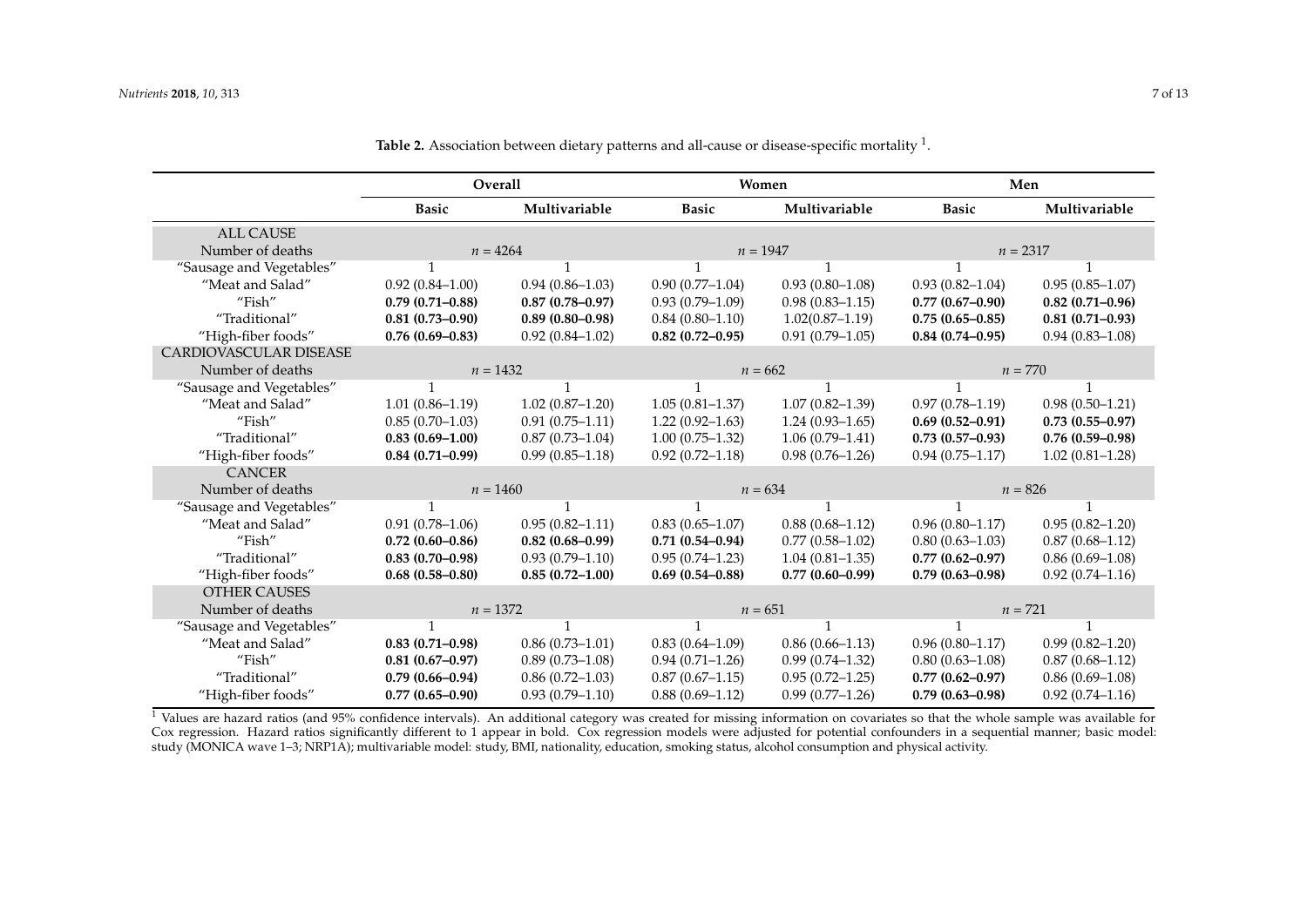**Table 2.** Association between dietary patterns and all-cause or disease-specific mortality [1].

| | Overall | | Women | | Men | |
|---|---|---|---|---|---|---|
| | Basic | Multivariable | Basic | Multivariable | Basic | Multivariable |
| **ALL CAUSE** | | | | | | |
| Number of deaths | $n$ = 4264 | | $n$ = 1947 | | $n$ = 2317 | |
| "Sausage and Vegetables" | 1 | 1 | 1 | 1 | 1 | 1 |
| "Meat and Salad" | 0.92 (0.84–1.00) | 0.94 (0.86–1.03) | 0.90 (0.77–1.04) | 0.93 (0.80–1.08) | 0.93 (0.82–1.04) | 0.95 (0.85–1.07) |
| "Fish" | **0.79 (0.71–0.88)** | **0.87 (0.78–0.97)** | 0.93 (0.79–1.09) | 0.98 (0.83–1.15) | **0.77 (0.67–0.90)** | **0.82 (0.71–0.96)** |
| "Traditional" | **0.81 (0.73–0.90)** | **0.89 (0.80–0.98)** | 0.84 (0.80–1.10) | 1.02(0.87–1.19) | **0.75 (0.65–0.85)** | **0.81 (0.71–0.93)** |
| "High-fiber foods" | **0.76 (0.69–0.83)** | 0.92 (0.84–1.02) | **0.82 (0.72–0.95)** | 0.91 (0.79–1.05) | **0.84 (0.74–0.95)** | 0.94 (0.83–1.08) |
| **CARDIOVASCULAR DISEASE** | | | | | | |
| Number of deaths | $n$ = 1432 | | $n$ = 662 | | $n$ = 770 | |
| "Sausage and Vegetables" | 1 | 1 | 1 | 1 | 1 | 1 |
| "Meat and Salad" | 1.01 (0.86–1.19) | 1.02 (0.87–1.20) | 1.05 (0.81–1.37) | 1.07 (0.82–1.39) | 0.97 (0.78–1.19) | 0.98 (0.50–1.21) |
| "Fish" | 0.85 (0.70–1.03) | 0.91 (0.75–1.11) | 1.22 (0.92–1.63) | 1.24 (0.93–1.65) | **0.69 (0.52–0.91)** | **0.73 (0.55–0.97)** |
| "Traditional" | **0.83 (0.69–1.00)** | 0.87 (0.73–1.04) | 1.00 (0.75–1.32) | 1.06 (0.79–1.41) | **0.73 (0.57–0.93)** | **0.76 (0.59–0.98)** |
| "High-fiber foods" | **0.84 (0.71–0.99)** | 0.99 (0.85–1.18) | 0.92 (0.72–1.18) | 0.98 (0.76–1.26) | 0.94 (0.75–1.17) | 1.02 (0.81–1.28) |
| **CANCER** | | | | | | |
| Number of deaths | $n$ = 1460 | | $n$ = 634 | | $n$ = 826 | |
| "Sausage and Vegetables" | 1 | 1 | 1 | 1 | 1 | 1 |
| "Meat and Salad" | 0.91 (0.78–1.06) | 0.95 (0.82–1.11) | 0.83 (0.65–1.07) | 0.88 (0.68–1.12) | 0.96 (0.80–1.17) | 0.95 (0.82–1.20) |
| "Fish" | **0.72 (0.60–0.86)** | **0.82 (0.68–0.99)** | **0.71 (0.54–0.94)** | 0.77 (0.58–1.02) | 0.80 (0.63–1.03) | 0.87 (0.68–1.12) |
| "Traditional" | **0.83 (0.70–0.98)** | 0.93 (0.79–1.10) | 0.95 (0.74–1.23) | 1.04 (0.81–1.35) | **0.77 (0.62–0.97)** | 0.86 (0.69–1.08) |
| "High-fiber foods" | **0.68 (0.58–0.80)** | **0.85 (0.72–1.00)** | **0.69 (0.54–0.88)** | **0.77 (0.60–0.99)** | **0.79 (0.63–0.98)** | 0.92 (0.74–1.16) |
| **OTHER CAUSES** | | | | | | |
| Number of deaths | $n$ = 1372 | | $n$ = 651 | | $n$ = 721 | |
| "Sausage and Vegetables" | 1 | 1 | 1 | 1 | 1 | 1 |
| "Meat and Salad" | **0.83 (0.71–0.98)** | 0.86 (0.73–1.01) | 0.83 (0.64–1.09) | 0.86 (0.66–1.13) | 0.96 (0.80–1.17) | 0.99 (0.82–1.20) |
| "Fish" | **0.81 (0.67–0.97)** | 0.89 (0.73–1.08) | 0.94 (0.71–1.26) | 0.99 (0.74–1.32) | 0.80 (0.63–1.08) | 0.87 (0.68–1.12) |
| "Traditional" | **0.79 (0.66–0.94)** | 0.86 (0.72–1.03) | 0.87 (0.67–1.15) | 0.95 (0.72–1.25) | **0.77 (0.62–0.97)** | 0.86 (0.69–1.08) |
| "High-fiber foods" | **0.77 (0.65–0.90)** | 0.93 (0.79–1.10) | 0.88 (0.69–1.12) | 0.99 (0.77–1.26) | **0.79 (0.63–0.98)** | 0.92 (0.74–1.16) |

[1] Values are hazard ratios (and 95% confidence intervals). An additional category was created for missing information on covariates so that the whole sample was available for Cox regression. Hazard ratios significantly different to 1 appear in bold. Cox regression models were adjusted for potential confounders in a sequential manner; basic model: study (MONICA wave 1–3; NRP1A); multivariable model: study, BMI, nationality, education, smoking status, alcohol consumption and physical activity.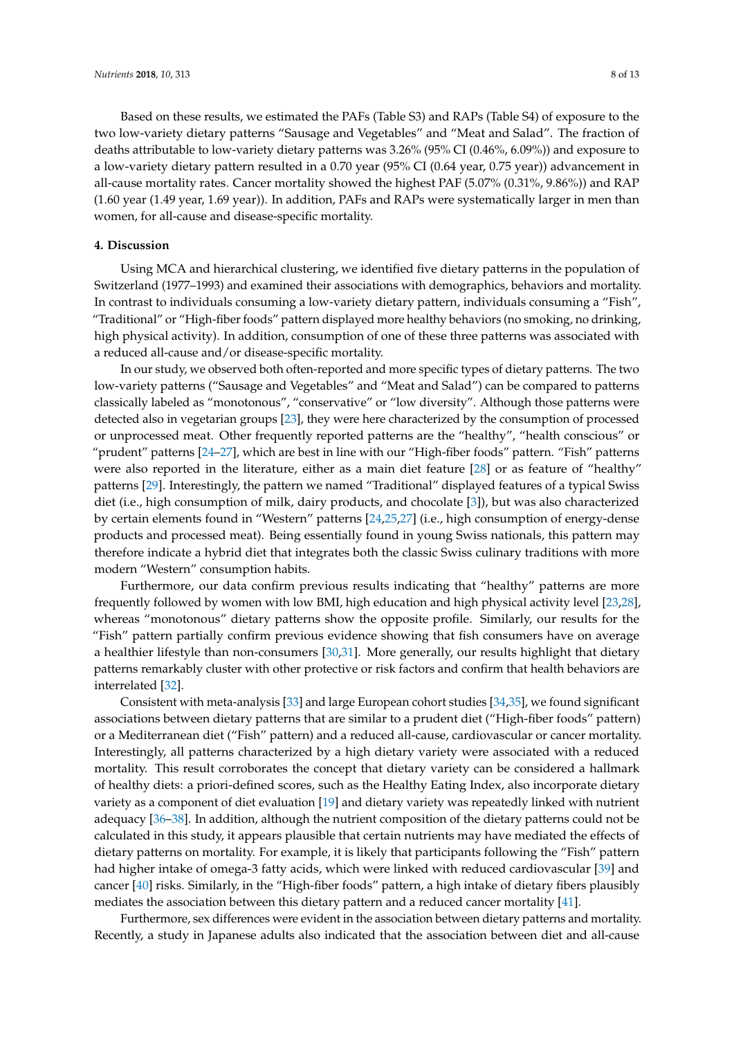Based on these results, we estimated the PAFs (Table S3) and RAPs (Table S4) of exposure to the two low-variety dietary patterns "Sausage and Vegetables" and "Meat and Salad". The fraction of deaths attributable to low-variety dietary patterns was 3.26% (95% CI (0.46%, 6.09%)) and exposure to a low-variety dietary pattern resulted in a 0.70 year (95% CI (0.64 year, 0.75 year)) advancement in all-cause mortality rates. Cancer mortality showed the highest PAF (5.07% (0.31%, 9.86%)) and RAP (1.60 year (1.49 year, 1.69 year)). In addition, PAFs and RAPs were systematically larger in men than women, for all-cause and disease-specific mortality.

## 4. Discussion

Using MCA and hierarchical clustering, we identified five dietary patterns in the population of Switzerland (1977–1993) and examined their associations with demographics, behaviors and mortality. In contrast to individuals consuming a low-variety dietary pattern, individuals consuming a "Fish", "Traditional" or "High-fiber foods" pattern displayed more healthy behaviors (no smoking, no drinking, high physical activity). In addition, consumption of one of these three patterns was associated with a reduced all-cause and/or disease-specific mortality.

In our study, we observed both often-reported and more specific types of dietary patterns. The two low-variety patterns ("Sausage and Vegetables" and "Meat and Salad") can be compared to patterns classically labeled as "monotonous", "conservative" or "low diversity". Although those patterns were detected also in vegetarian groups [23], they were here characterized by the consumption of processed or unprocessed meat. Other frequently reported patterns are the "healthy", "health conscious" or "prudent" patterns [24–27], which are best in line with our "High-fiber foods" pattern. "Fish" patterns were also reported in the literature, either as a main diet feature [28] or as feature of "healthy" patterns [29]. Interestingly, the pattern we named "Traditional" displayed features of a typical Swiss diet (i.e., high consumption of milk, dairy products, and chocolate [3]), but was also characterized by certain elements found in "Western" patterns [24,25,27] (i.e., high consumption of energy-dense products and processed meat). Being essentially found in young Swiss nationals, this pattern may therefore indicate a hybrid diet that integrates both the classic Swiss culinary traditions with more modern "Western" consumption habits.

Furthermore, our data confirm previous results indicating that "healthy" patterns are more frequently followed by women with low BMI, high education and high physical activity level [23,28], whereas "monotonous" dietary patterns show the opposite profile. Similarly, our results for the "Fish" pattern partially confirm previous evidence showing that fish consumers have on average a healthier lifestyle than non-consumers [30,31]. More generally, our results highlight that dietary patterns remarkably cluster with other protective or risk factors and confirm that health behaviors are interrelated [32].

Consistent with meta-analysis [33] and large European cohort studies [34,35], we found significant associations between dietary patterns that are similar to a prudent diet ("High-fiber foods" pattern) or a Mediterranean diet ("Fish" pattern) and a reduced all-cause, cardiovascular or cancer mortality. Interestingly, all patterns characterized by a high dietary variety were associated with a reduced mortality. This result corroborates the concept that dietary variety can be considered a hallmark of healthy diets: a priori-defined scores, such as the Healthy Eating Index, also incorporate dietary variety as a component of diet evaluation [19] and dietary variety was repeatedly linked with nutrient adequacy [36–38]. In addition, although the nutrient composition of the dietary patterns could not be calculated in this study, it appears plausible that certain nutrients may have mediated the effects of dietary patterns on mortality. For example, it is likely that participants following the "Fish" pattern had higher intake of omega-3 fatty acids, which were linked with reduced cardiovascular [39] and cancer [40] risks. Similarly, in the "High-fiber foods" pattern, a high intake of dietary fibers plausibly mediates the association between this dietary pattern and a reduced cancer mortality [41].

Furthermore, sex differences were evident in the association between dietary patterns and mortality. Recently, a study in Japanese adults also indicated that the association between diet and all-cause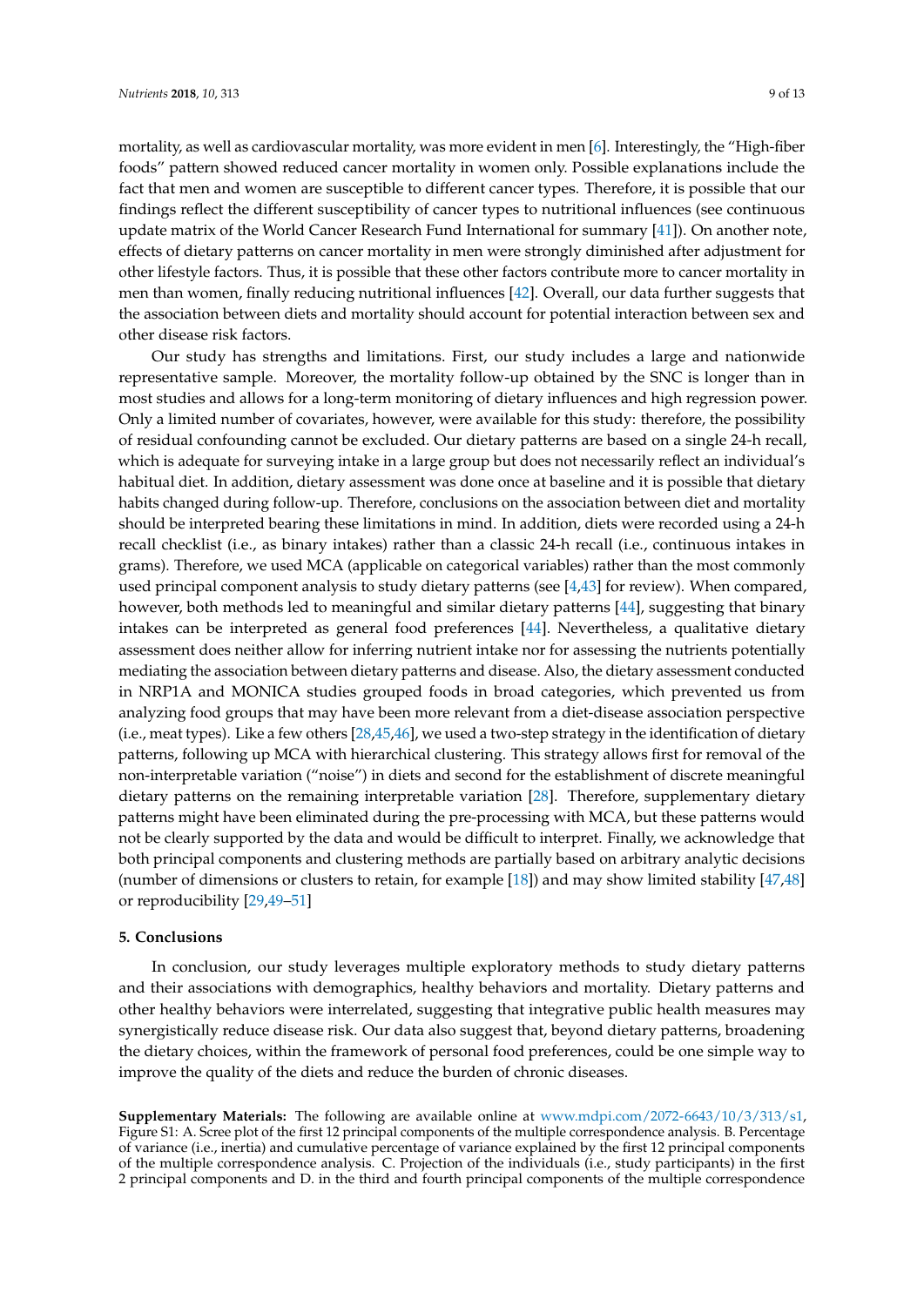mortality, as well as cardiovascular mortality, was more evident in men [6]. Interestingly, the "High-fiber foods" pattern showed reduced cancer mortality in women only. Possible explanations include the fact that men and women are susceptible to different cancer types. Therefore, it is possible that our findings reflect the different susceptibility of cancer types to nutritional influences (see continuous update matrix of the World Cancer Research Fund International for summary [41]). On another note, effects of dietary patterns on cancer mortality in men were strongly diminished after adjustment for other lifestyle factors. Thus, it is possible that these other factors contribute more to cancer mortality in men than women, finally reducing nutritional influences [42]. Overall, our data further suggests that the association between diets and mortality should account for potential interaction between sex and other disease risk factors.

Our study has strengths and limitations. First, our study includes a large and nationwide representative sample. Moreover, the mortality follow-up obtained by the SNC is longer than in most studies and allows for a long-term monitoring of dietary influences and high regression power. Only a limited number of covariates, however, were available for this study: therefore, the possibility of residual confounding cannot be excluded. Our dietary patterns are based on a single 24-h recall, which is adequate for surveying intake in a large group but does not necessarily reflect an individual's habitual diet. In addition, dietary assessment was done once at baseline and it is possible that dietary habits changed during follow-up. Therefore, conclusions on the association between diet and mortality should be interpreted bearing these limitations in mind. In addition, diets were recorded using a 24-h recall checklist (i.e., as binary intakes) rather than a classic 24-h recall (i.e., continuous intakes in grams). Therefore, we used MCA (applicable on categorical variables) rather than the most commonly used principal component analysis to study dietary patterns (see [4,43] for review). When compared, however, both methods led to meaningful and similar dietary patterns [44], suggesting that binary intakes can be interpreted as general food preferences [44]. Nevertheless, a qualitative dietary assessment does neither allow for inferring nutrient intake nor for assessing the nutrients potentially mediating the association between dietary patterns and disease. Also, the dietary assessment conducted in NRP1A and MONICA studies grouped foods in broad categories, which prevented us from analyzing food groups that may have been more relevant from a diet-disease association perspective (i.e., meat types). Like a few others [28,45,46], we used a two-step strategy in the identification of dietary patterns, following up MCA with hierarchical clustering. This strategy allows first for removal of the non-interpretable variation ("noise") in diets and second for the establishment of discrete meaningful dietary patterns on the remaining interpretable variation [28]. Therefore, supplementary dietary patterns might have been eliminated during the pre-processing with MCA, but these patterns would not be clearly supported by the data and would be difficult to interpret. Finally, we acknowledge that both principal components and clustering methods are partially based on arbitrary analytic decisions (number of dimensions or clusters to retain, for example [18]) and may show limited stability [47,48] or reproducibility [29,49–51]

## 5. Conclusions

In conclusion, our study leverages multiple exploratory methods to study dietary patterns and their associations with demographics, healthy behaviors and mortality. Dietary patterns and other healthy behaviors were interrelated, suggesting that integrative public health measures may synergistically reduce disease risk. Our data also suggest that, beyond dietary patterns, broadening the dietary choices, within the framework of personal food preferences, could be one simple way to improve the quality of the diets and reduce the burden of chronic diseases.

**Supplementary Materials:** The following are available online at www.mdpi.com/2072-6643/10/3/313/s1, Figure S1: A. Scree plot of the first 12 principal components of the multiple correspondence analysis. B. Percentage of variance (i.e., inertia) and cumulative percentage of variance explained by the first 12 principal components of the multiple correspondence analysis. C. Projection of the individuals (i.e., study participants) in the first 2 principal components and D. in the third and fourth principal components of the multiple correspondence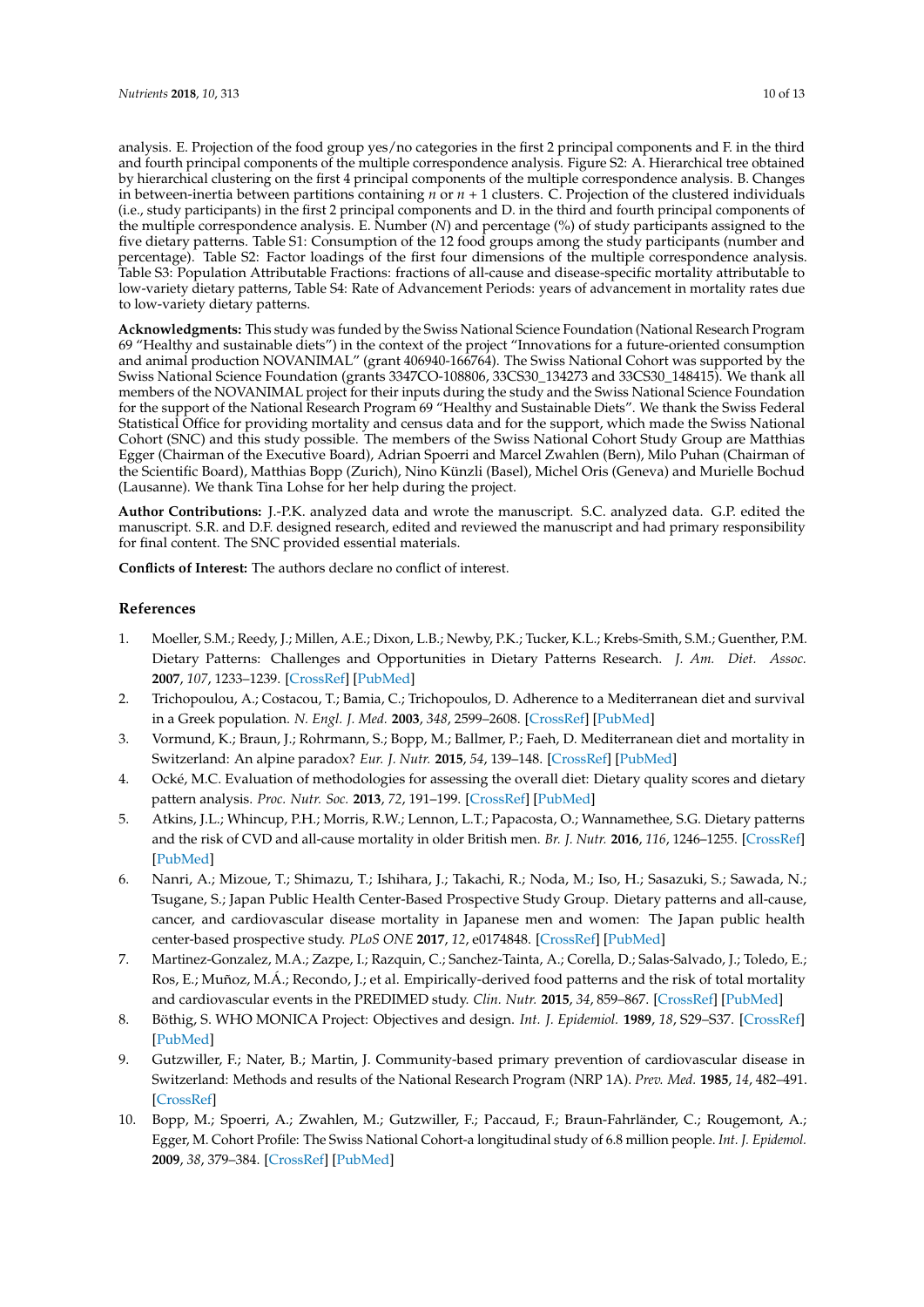analysis. E. Projection of the food group yes/no categories in the first 2 principal components and F. in the third and fourth principal components of the multiple correspondence analysis. Figure S2: A. Hierarchical tree obtained by hierarchical clustering on the first 4 principal components of the multiple correspondence analysis. B. Changes in between-inertia between partitions containing $n$ or $n + 1$ clusters. C. Projection of the clustered individuals (i.e., study participants) in the first 2 principal components and D. in the third and fourth principal components of the multiple correspondence analysis. E. Number ($N$) and percentage (%) of study participants assigned to the five dietary patterns. Table S1: Consumption of the 12 food groups among the study participants (number and percentage). Table S2: Factor loadings of the first four dimensions of the multiple correspondence analysis. Table S3: Population Attributable Fractions: fractions of all-cause and disease-specific mortality attributable to low-variety dietary patterns, Table S4: Rate of Advancement Periods: years of advancement in mortality rates due to low-variety dietary patterns.

**Acknowledgments:** This study was funded by the Swiss National Science Foundation (National Research Program 69 "Healthy and sustainable diets") in the context of the project "Innovations for a future-oriented consumption and animal production NOVANIMAL" (grant 406940-166764). The Swiss National Cohort was supported by the Swiss National Science Foundation (grants 3347CO-108806, 33CS30_134273 and 33CS30_148415). We thank all members of the NOVANIMAL project for their inputs during the study and the Swiss National Science Foundation for the support of the National Research Program 69 "Healthy and Sustainable Diets". We thank the Swiss Federal Statistical Office for providing mortality and census data and for the support, which made the Swiss National Cohort (SNC) and this study possible. The members of the Swiss National Cohort Study Group are Matthias Egger (Chairman of the Executive Board), Adrian Spoerri and Marcel Zwahlen (Bern), Milo Puhan (Chairman of the Scientific Board), Matthias Bopp (Zurich), Nino Künzli (Basel), Michel Oris (Geneva) and Murielle Bochud (Lausanne). We thank Tina Lohse for her help during the project.

**Author Contributions:** J.-P.K. analyzed data and wrote the manuscript. S.C. analyzed data. G.P. edited the manuscript. S.R. and D.F. designed research, edited and reviewed the manuscript and had primary responsibility for final content. The SNC provided essential materials.

**Conflicts of Interest:** The authors declare no conflict of interest.

## References

1. Moeller, S.M.; Reedy, J.; Millen, A.E.; Dixon, L.B.; Newby, P.K.; Tucker, K.L.; Krebs-Smith, S.M.; Guenther, P.M. Dietary Patterns: Challenges and Opportunities in Dietary Patterns Research. *J. Am. Diet. Assoc.* **2007**, *107*, 1233–1239. [CrossRef] [PubMed]
2. Trichopoulou, A.; Costacou, T.; Bamia, C.; Trichopoulos, D. Adherence to a Mediterranean diet and survival in a Greek population. *N. Engl. J. Med.* **2003**, *348*, 2599–2608. [CrossRef] [PubMed]
3. Vormund, K.; Braun, J.; Rohrmann, S.; Bopp, M.; Ballmer, P.; Faeh, D. Mediterranean diet and mortality in Switzerland: An alpine paradox? *Eur. J. Nutr.* **2015**, *54*, 139–148. [CrossRef] [PubMed]
4. Ocké, M.C. Evaluation of methodologies for assessing the overall diet: Dietary quality scores and dietary pattern analysis. *Proc. Nutr. Soc.* **2013**, *72*, 191–199. [CrossRef] [PubMed]
5. Atkins, J.L.; Whincup, P.H.; Morris, R.W.; Lennon, L.T.; Papacosta, O.; Wannamethee, S.G. Dietary patterns and the risk of CVD and all-cause mortality in older British men. *Br. J. Nutr.* **2016**, *116*, 1246–1255. [CrossRef] [PubMed]
6. Nanri, A.; Mizoue, T.; Shimazu, T.; Ishihara, J.; Takachi, R.; Noda, M.; Iso, H.; Sasazuki, S.; Sawada, N.; Tsugane, S.; Japan Public Health Center-Based Prospective Study Group. Dietary patterns and all-cause, cancer, and cardiovascular disease mortality in Japanese men and women: The Japan public health center-based prospective study. *PLoS ONE* **2017**, *12*, e0174848. [CrossRef] [PubMed]
7. Martinez-Gonzalez, M.A.; Zazpe, I.; Razquin, C.; Sanchez-Tainta, A.; Corella, D.; Salas-Salvado, J.; Toledo, E.; Ros, E.; Muñoz, M.Á.; Recondo, J.; et al. Empirically-derived food patterns and the risk of total mortality and cardiovascular events in the PREDIMED study. *Clin. Nutr.* **2015**, *34*, 859–867. [CrossRef] [PubMed]
8. Böthig, S. WHO MONICA Project: Objectives and design. *Int. J. Epidemiol.* **1989**, *18*, S29–S37. [CrossRef] [PubMed]
9. Gutzwiller, F.; Nater, B.; Martin, J. Community-based primary prevention of cardiovascular disease in Switzerland: Methods and results of the National Research Program (NRP 1A). *Prev. Med.* **1985**, *14*, 482–491. [CrossRef]
10. Bopp, M.; Spoerri, A.; Zwahlen, M.; Gutzwiller, F.; Paccaud, F.; Braun-Fahrländer, C.; Rougemont, A.; Egger, M. Cohort Profile: The Swiss National Cohort-a longitudinal study of 6.8 million people. *Int. J. Epidemol.* **2009**, *38*, 379–384. [CrossRef] [PubMed]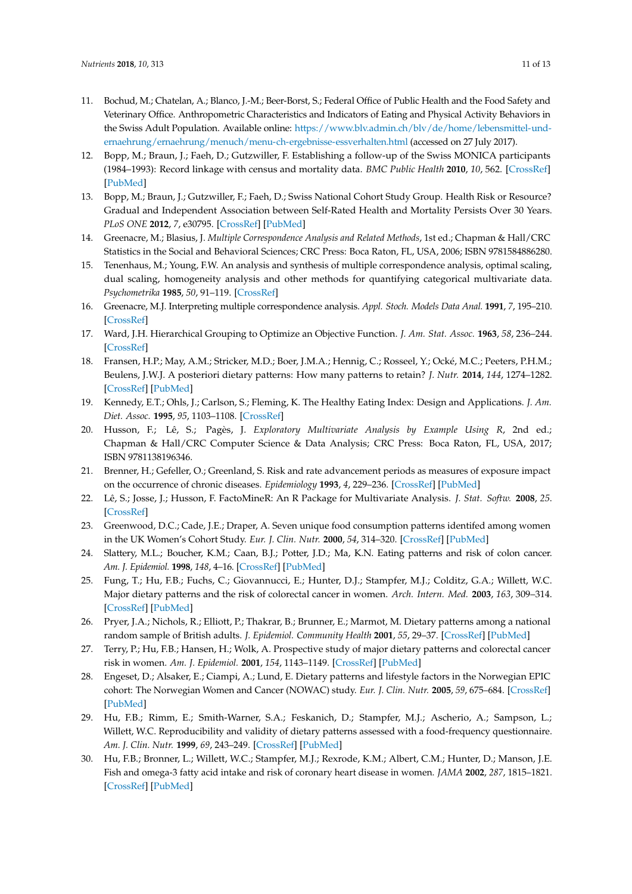11. Bochud, M.; Chatelan, A.; Blanco, J.-M.; Beer-Borst, S.; Federal Office of Public Health and the Food Safety and Veterinary Office. Anthropometric Characteristics and Indicators of Eating and Physical Activity Behaviors in the Swiss Adult Population. Available online: https://www.blv.admin.ch/blv/de/home/lebensmittel-und-ernaehrung/ernaehrung/menuch/menu-ch-ergebnisse-essverhalten.html (accessed on 27 July 2017).
12. Bopp, M.; Braun, J.; Faeh, D.; Gutzwiller, F. Establishing a follow-up of the Swiss MONICA participants (1984–1993): Record linkage with census and mortality data. *BMC Public Health* **2010**, *10*, 562. [CrossRef] [PubMed]
13. Bopp, M.; Braun, J.; Gutzwiller, F.; Faeh, D.; Swiss National Cohort Study Group. Health Risk or Resource? Gradual and Independent Association between Self-Rated Health and Mortality Persists Over 30 Years. *PLoS ONE* **2012**, *7*, e30795. [CrossRef] [PubMed]
14. Greenacre, M.; Blasius, J. *Multiple Correspondence Analysis and Related Methods*, 1st ed.; Chapman & Hall/CRC Statistics in the Social and Behavioral Sciences; CRC Press: Boca Raton, FL, USA, 2006; ISBN 9781584886280.
15. Tenenhaus, M.; Young, F.W. An analysis and synthesis of multiple correspondence analysis, optimal scaling, dual scaling, homogeneity analysis and other methods for quantifying categorical multivariate data. *Psychometrika* **1985**, *50*, 91–119. [CrossRef]
16. Greenacre, M.J. Interpreting multiple correspondence analysis. *Appl. Stoch. Models Data Anal.* **1991**, *7*, 195–210. [CrossRef]
17. Ward, J.H. Hierarchical Grouping to Optimize an Objective Function. *J. Am. Stat. Assoc.* **1963**, *58*, 236–244. [CrossRef]
18. Fransen, H.P.; May, A.M.; Stricker, M.D.; Boer, J.M.A.; Hennig, C.; Rosseel, Y.; Ocké, M.C.; Peeters, P.H.M.; Beulens, J.W.J. A posteriori dietary patterns: How many patterns to retain? *J. Nutr.* **2014**, *144*, 1274–1282. [CrossRef] [PubMed]
19. Kennedy, E.T.; Ohls, J.; Carlson, S.; Fleming, K. The Healthy Eating Index: Design and Applications. *J. Am. Diet. Assoc.* **1995**, *95*, 1103–1108. [CrossRef]
20. Husson, F.; Lê, S.; Pagès, J. *Exploratory Multivariate Analysis by Example Using R*, 2nd ed.; Chapman & Hall/CRC Computer Science & Data Analysis; CRC Press: Boca Raton, FL, USA, 2017; ISBN 9781138196346.
21. Brenner, H.; Gefeller, O.; Greenland, S. Risk and rate advancement periods as measures of exposure impact on the occurrence of chronic diseases. *Epidemiology* **1993**, *4*, 229–236. [CrossRef] [PubMed]
22. Lê, S.; Josse, J.; Husson, F. FactoMineR: An R Package for Multivariate Analysis. *J. Stat. Softw.* **2008**, *25*. [CrossRef]
23. Greenwood, D.C.; Cade, J.E.; Draper, A. Seven unique food consumption patterns identifed among women in the UK Women's Cohort Study. *Eur. J. Clin. Nutr.* **2000**, *54*, 314–320. [CrossRef] [PubMed]
24. Slattery, M.L.; Boucher, K.M.; Caan, B.J.; Potter, J.D.; Ma, K.N. Eating patterns and risk of colon cancer. *Am. J. Epidemiol.* **1998**, *148*, 4–16. [CrossRef] [PubMed]
25. Fung, T.; Hu, F.B.; Fuchs, C.; Giovannucci, E.; Hunter, D.J.; Stampfer, M.J.; Colditz, G.A.; Willett, W.C. Major dietary patterns and the risk of colorectal cancer in women. *Arch. Intern. Med.* **2003**, *163*, 309–314. [CrossRef] [PubMed]
26. Pryer, J.A.; Nichols, R.; Elliott, P.; Thakrar, B.; Brunner, E.; Marmot, M. Dietary patterns among a national random sample of British adults. *J. Epidemiol. Community Health* **2001**, *55*, 29–37. [CrossRef] [PubMed]
27. Terry, P.; Hu, F.B.; Hansen, H.; Wolk, A. Prospective study of major dietary patterns and colorectal cancer risk in women. *Am. J. Epidemiol.* **2001**, *154*, 1143–1149. [CrossRef] [PubMed]
28. Engeset, D.; Alsaker, E.; Ciampi, A.; Lund, E. Dietary patterns and lifestyle factors in the Norwegian EPIC cohort: The Norwegian Women and Cancer (NOWAC) study. *Eur. J. Clin. Nutr.* **2005**, *59*, 675–684. [CrossRef] [PubMed]
29. Hu, F.B.; Rimm, E.; Smith-Warner, S.A.; Feskanich, D.; Stampfer, M.J.; Ascherio, A.; Sampson, L.; Willett, W.C. Reproducibility and validity of dietary patterns assessed with a food-frequency questionnaire. *Am. J. Clin. Nutr.* **1999**, *69*, 243–249. [CrossRef] [PubMed]
30. Hu, F.B.; Bronner, L.; Willett, W.C.; Stampfer, M.J.; Rexrode, K.M.; Albert, C.M.; Hunter, D.; Manson, J.E. Fish and omega-3 fatty acid intake and risk of coronary heart disease in women. *JAMA* **2002**, *287*, 1815–1821. [CrossRef] [PubMed]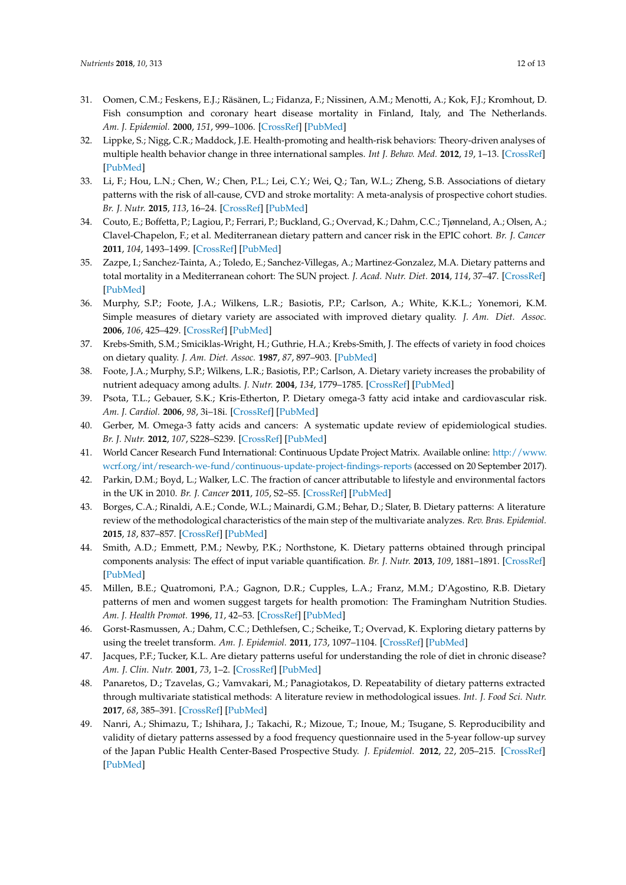31. Oomen, C.M.; Feskens, E.J.; Räsänen, L.; Fidanza, F.; Nissinen, A.M.; Menotti, A.; Kok, F.J.; Kromhout, D. Fish consumption and coronary heart disease mortality in Finland, Italy, and The Netherlands. *Am. J. Epidemiol.* **2000**, *151*, 999–1006. [CrossRef] [PubMed]
32. Lippke, S.; Nigg, C.R.; Maddock, J.E. Health-promoting and health-risk behaviors: Theory-driven analyses of multiple health behavior change in three international samples. *Int J. Behav. Med.* **2012**, *19*, 1–13. [CrossRef] [PubMed]
33. Li, F.; Hou, L.N.; Chen, W.; Chen, P.L.; Lei, C.Y.; Wei, Q.; Tan, W.L.; Zheng, S.B. Associations of dietary patterns with the risk of all-cause, CVD and stroke mortality: A meta-analysis of prospective cohort studies. *Br. J. Nutr.* **2015**, *113*, 16–24. [CrossRef] [PubMed]
34. Couto, E.; Boffetta, P.; Lagiou, P.; Ferrari, P.; Buckland, G.; Overvad, K.; Dahm, C.C.; Tjønneland, A.; Olsen, A.; Clavel-Chapelon, F.; et al. Mediterranean dietary pattern and cancer risk in the EPIC cohort. *Br. J. Cancer* **2011**, *104*, 1493–1499. [CrossRef] [PubMed]
35. Zazpe, I.; Sanchez-Tainta, A.; Toledo, E.; Sanchez-Villegas, A.; Martinez-Gonzalez, M.A. Dietary patterns and total mortality in a Mediterranean cohort: The SUN project. *J. Acad. Nutr. Diet.* **2014**, *114*, 37–47. [CrossRef] [PubMed]
36. Murphy, S.P.; Foote, J.A.; Wilkens, L.R.; Basiotis, P.P.; Carlson, A.; White, K.K.L.; Yonemori, K.M. Simple measures of dietary variety are associated with improved dietary quality. *J. Am. Diet. Assoc.* **2006**, *106*, 425–429. [CrossRef] [PubMed]
37. Krebs-Smith, S.M.; Smiciklas-Wright, H.; Guthrie, H.A.; Krebs-Smith, J. The effects of variety in food choices on dietary quality. *J. Am. Diet. Assoc.* **1987**, *87*, 897–903. [PubMed]
38. Foote, J.A.; Murphy, S.P.; Wilkens, L.R.; Basiotis, P.P.; Carlson, A. Dietary variety increases the probability of nutrient adequacy among adults. *J. Nutr.* **2004**, *134*, 1779–1785. [CrossRef] [PubMed]
39. Psota, T.L.; Gebauer, S.K.; Kris-Etherton, P. Dietary omega-3 fatty acid intake and cardiovascular risk. *Am. J. Cardiol.* **2006**, *98*, 3i–18i. [CrossRef] [PubMed]
40. Gerber, M. Omega-3 fatty acids and cancers: A systematic update review of epidemiological studies. *Br. J. Nutr.* **2012**, *107*, S228–S239. [CrossRef] [PubMed]
41. World Cancer Research Fund International: Continuous Update Project Matrix. Available online: http://www.wcrf.org/int/research-we-fund/continuous-update-project-findings-reports (accessed on 20 September 2017).
42. Parkin, D.M.; Boyd, L.; Walker, L.C. The fraction of cancer attributable to lifestyle and environmental factors in the UK in 2010. *Br. J. Cancer* **2011**, *105*, S2–S5. [CrossRef] [PubMed]
43. Borges, C.A.; Rinaldi, A.E.; Conde, W.L.; Mainardi, G.M.; Behar, D.; Slater, B. Dietary patterns: A literature review of the methodological characteristics of the main step of the multivariate analyzes. *Rev. Bras. Epidemiol.* **2015**, *18*, 837–857. [CrossRef] [PubMed]
44. Smith, A.D.; Emmett, P.M.; Newby, P.K.; Northstone, K. Dietary patterns obtained through principal components analysis: The effect of input variable quantification. *Br. J. Nutr.* **2013**, *109*, 1881–1891. [CrossRef] [PubMed]
45. Millen, B.E.; Quatromoni, P.A.; Gagnon, D.R.; Cupples, L.A.; Franz, M.M.; D'Agostino, R.B. Dietary patterns of men and women suggest targets for health promotion: The Framingham Nutrition Studies. *Am. J. Health Promot.* **1996**, *11*, 42–53. [CrossRef] [PubMed]
46. Gorst-Rasmussen, A.; Dahm, C.C.; Dethlefsen, C.; Scheike, T.; Overvad, K. Exploring dietary patterns by using the treelet transform. *Am. J. Epidemiol.* **2011**, *173*, 1097–1104. [CrossRef] [PubMed]
47. Jacques, P.F.; Tucker, K.L. Are dietary patterns useful for understanding the role of diet in chronic disease? *Am. J. Clin. Nutr.* **2001**, *73*, 1–2. [CrossRef] [PubMed]
48. Panaretos, D.; Tzavelas, G.; Vamvakari, M.; Panagiotakos, D. Repeatability of dietary patterns extracted through multivariate statistical methods: A literature review in methodological issues. *Int. J. Food Sci. Nutr.* **2017**, *68*, 385–391. [CrossRef] [PubMed]
49. Nanri, A.; Shimazu, T.; Ishihara, J.; Takachi, R.; Mizoue, T.; Inoue, M.; Tsugane, S. Reproducibility and validity of dietary patterns assessed by a food frequency questionnaire used in the 5-year follow-up survey of the Japan Public Health Center-Based Prospective Study. *J. Epidemiol.* **2012**, *22*, 205–215. [CrossRef] [PubMed]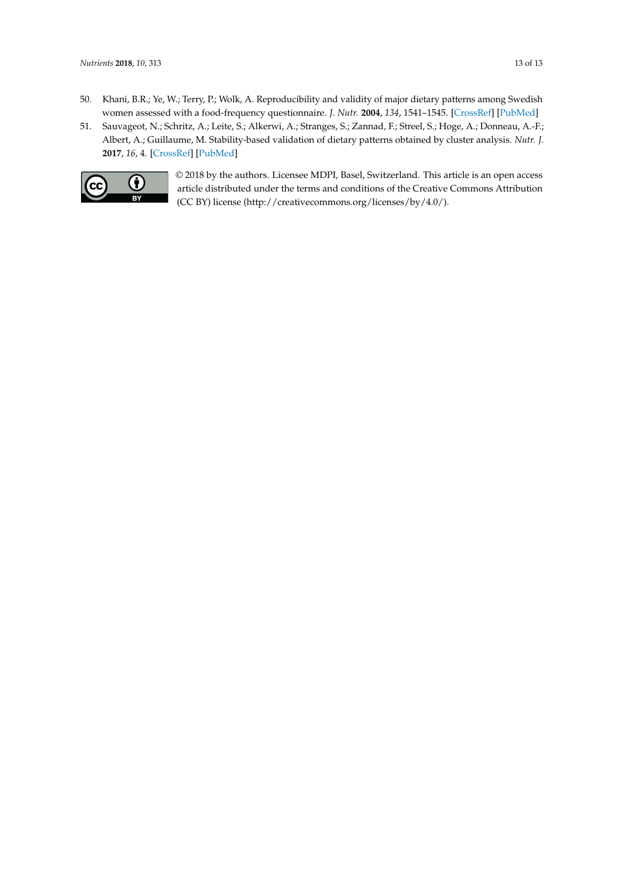50. Khani, B.R.; Ye, W.; Terry, P.; Wolk, A. Reproducibility and validity of major dietary patterns among Swedish women assessed with a food-frequency questionnaire. *J. Nutr.* **2004**, *134*, 1541–1545. [CrossRef] [PubMed]
51. Sauvageot, N.; Schritz, A.; Leite, S.; Alkerwi, A.; Stranges, S.; Zannad, F.; Streel, S.; Hoge, A.; Donneau, A.-F.; Albert, A.; Guillaume, M. Stability-based validation of dietary patterns obtained by cluster analysis. *Nutr. J.* **2017**, *16*, 4. [CrossRef] [PubMed]

© 2018 by the authors. Licensee MDPI, Basel, Switzerland. This article is an open access article distributed under the terms and conditions of the Creative Commons Attribution (CC BY) license (http://creativecommons.org/licenses/by/4.0/).